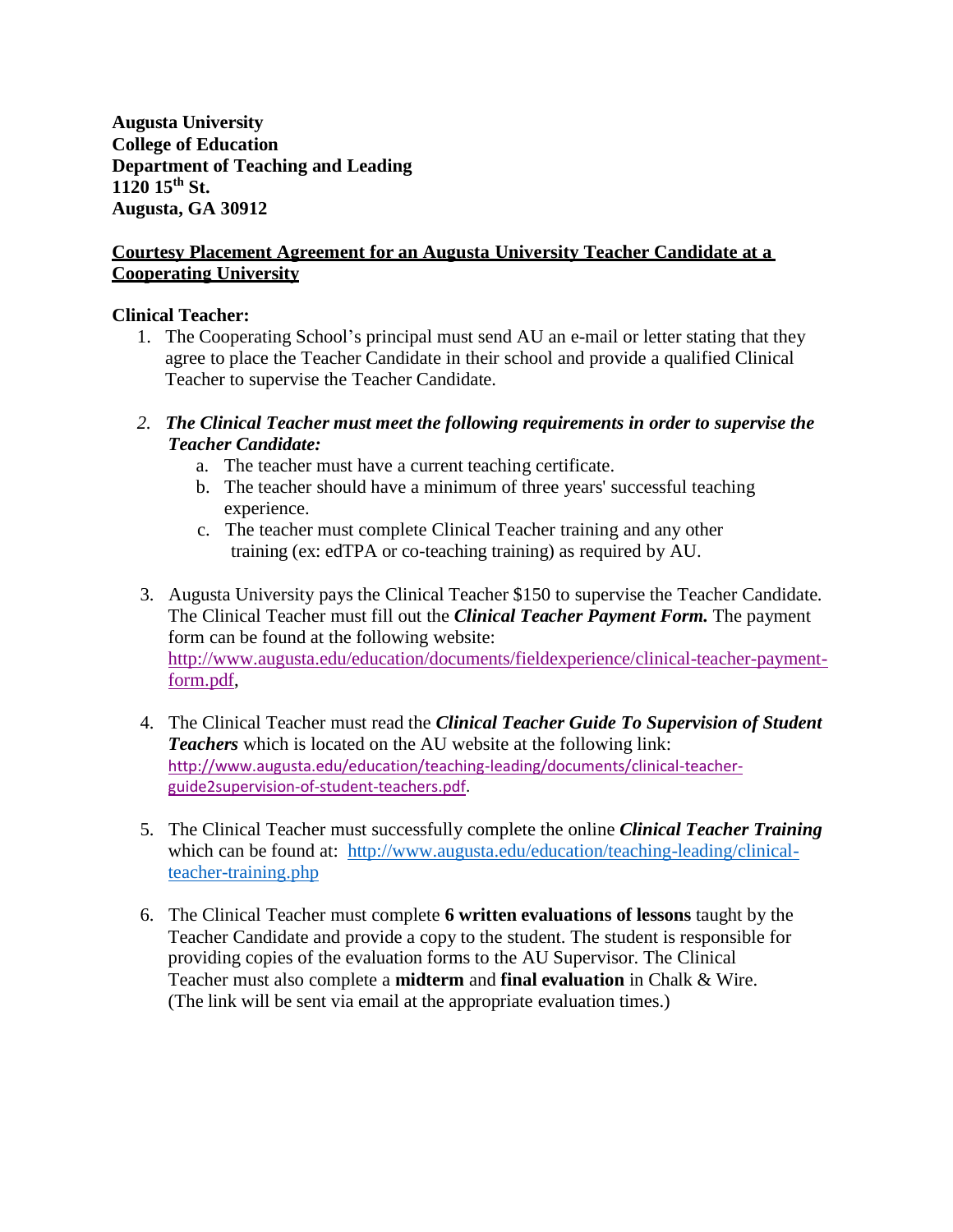**Augusta University**
**College of Education**
**Department of Teaching and Leading**
**1120 15th St.**
**Augusta, GA 30912**

## Courtesy Placement Agreement for an Augusta University Teacher Candidate at a Cooperating University

**Clinical Teacher:**

1. The Cooperating School's principal must send AU an e-mail or letter stating that they agree to place the Teacher Candidate in their school and provide a qualified Clinical Teacher to supervise the Teacher Candidate.

2. ***The Clinical Teacher must meet the following requirements in order to supervise the Teacher Candidate:***
   a. The teacher must have a current teaching certificate.
   b. The teacher should have a minimum of three years' successful teaching experience.
   c. The teacher must complete Clinical Teacher training and any other training (ex: edTPA or co-teaching training) as required by AU.

3. Augusta University pays the Clinical Teacher $150 to supervise the Teacher Candidate. The Clinical Teacher must fill out the ***Clinical Teacher Payment Form.*** The payment form can be found at the following website: http://www.augusta.edu/education/documents/fieldexperience/clinical-teacher-payment-form.pdf,

4. The Clinical Teacher must read the ***Clinical Teacher Guide To Supervision of Student Teachers*** which is located on the AU website at the following link: http://www.augusta.edu/education/teaching-leading/documents/clinical-teacher-guide2supervision-of-student-teachers.pdf.

5. The Clinical Teacher must successfully complete the online ***Clinical Teacher Training*** which can be found at: http://www.augusta.edu/education/teaching-leading/clinical-teacher-training.php

6. The Clinical Teacher must complete **6 written evaluations of lessons** taught by the Teacher Candidate and provide a copy to the student. The student is responsible for providing copies of the evaluation forms to the AU Supervisor. The Clinical Teacher must also complete a **midterm** and **final evaluation** in Chalk & Wire. (The link will be sent via email at the appropriate evaluation times.)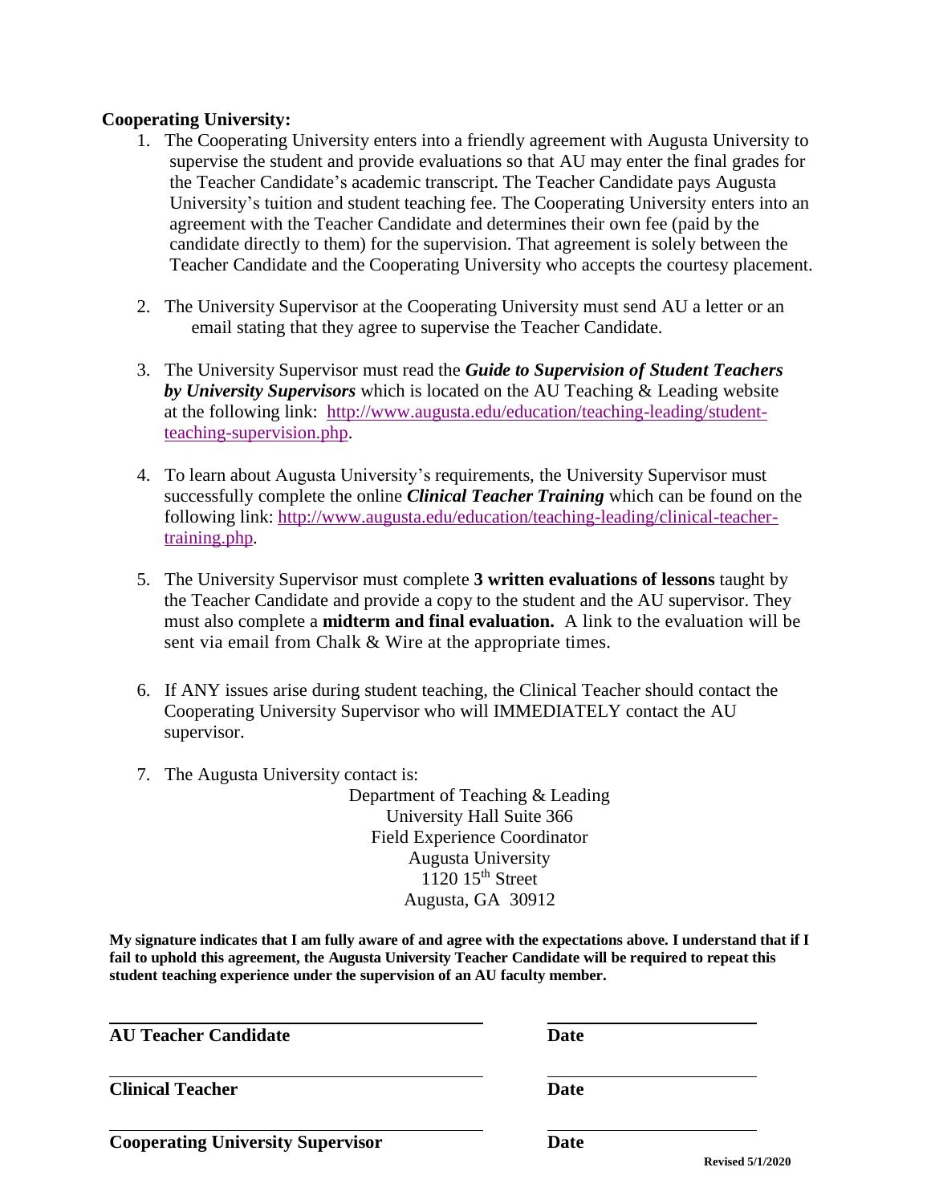**Cooperating University:**

1. The Cooperating University enters into a friendly agreement with Augusta University to supervise the student and provide evaluations so that AU may enter the final grades for the Teacher Candidate's academic transcript. The Teacher Candidate pays Augusta University's tuition and student teaching fee. The Cooperating University enters into an agreement with the Teacher Candidate and determines their own fee (paid by the candidate directly to them) for the supervision. That agreement is solely between the Teacher Candidate and the Cooperating University who accepts the courtesy placement.

2. The University Supervisor at the Cooperating University must send AU a letter or an email stating that they agree to supervise the Teacher Candidate.

3. The University Supervisor must read the ***Guide to Supervision of Student Teachers by University Supervisors*** which is located on the AU Teaching & Leading website at the following link: [http://www.augusta.edu/education/teaching-leading/student-teaching-supervision.php](http://www.augusta.edu/education/teaching-leading/student-teaching-supervision.php).

4. To learn about Augusta University's requirements, the University Supervisor must successfully complete the online ***Clinical Teacher Training*** which can be found on the following link: [http://www.augusta.edu/education/teaching-leading/clinical-teacher-training.php](http://www.augusta.edu/education/teaching-leading/clinical-teacher-training.php).

5. The University Supervisor must complete **3 written evaluations of lessons** taught by the Teacher Candidate and provide a copy to the student and the AU supervisor. They must also complete a **midterm and final evaluation.** A link to the evaluation will be sent via email from Chalk & Wire at the appropriate times.

6. If ANY issues arise during student teaching, the Clinical Teacher should contact the Cooperating University Supervisor who will IMMEDIATELY contact the AU supervisor.

7. The Augusta University contact is:

   Department of Teaching & Leading
   University Hall Suite 366
   Field Experience Coordinator
   Augusta University
   1120 15th Street
   Augusta, GA 30912

**My signature indicates that I am fully aware of and agree with the expectations above. I understand that if I fail to uphold this agreement, the Augusta University Teacher Candidate will be required to repeat this student teaching experience under the supervision of an AU faculty member.**

\_\_\_\_\_\_\_\_\_\_\_\_\_\_\_\_\_\_\_\_\_\_\_\_\_\_\_\_\_\_\_\_\_\_\_\_ \_\_\_\_\_\_\_\_\_\_\_\_\_\_\_\_\_\_\_\_
**AU Teacher Candidate** **Date**

\_\_\_\_\_\_\_\_\_\_\_\_\_\_\_\_\_\_\_\_\_\_\_\_\_\_\_\_\_\_\_\_\_\_\_\_ \_\_\_\_\_\_\_\_\_\_\_\_\_\_\_\_\_\_\_\_
**Clinical Teacher** **Date**

\_\_\_\_\_\_\_\_\_\_\_\_\_\_\_\_\_\_\_\_\_\_\_\_\_\_\_\_\_\_\_\_\_\_\_\_ \_\_\_\_\_\_\_\_\_\_\_\_\_\_\_\_\_\_\_\_
**Cooperating University Supervisor** **Date**

**Revised 5/1/2020**